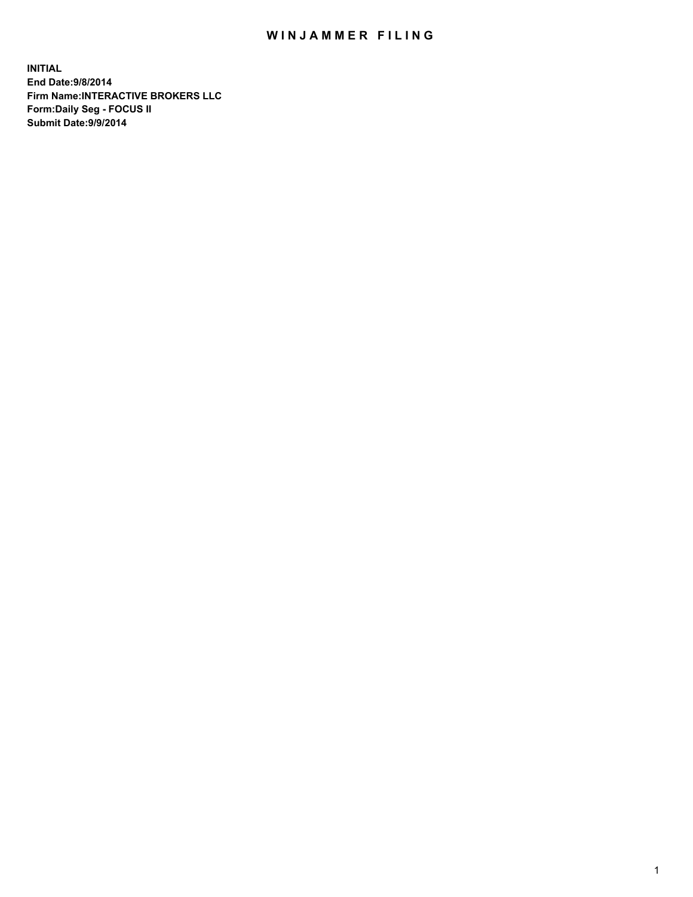# WINJAMMER FILING

**INITIAL**
**End Date:9/8/2014**
**Firm Name:INTERACTIVE BROKERS LLC**
**Form:Daily Seg - FOCUS II**
**Submit Date:9/9/2014**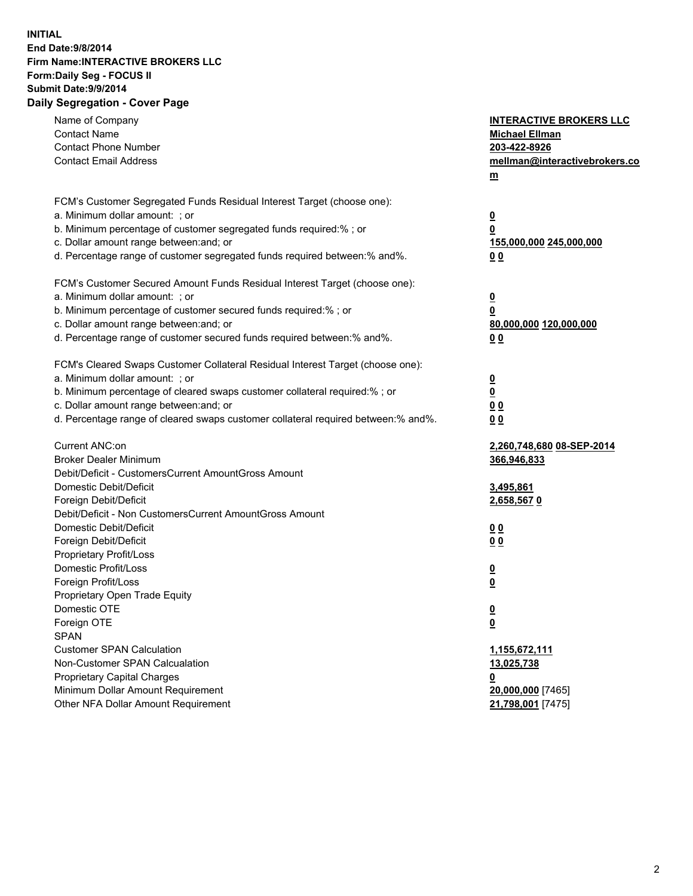**INITIAL**
**End Date:9/8/2014**
**Firm Name:INTERACTIVE BROKERS LLC**
**Form:Daily Seg - FOCUS II**
**Submit Date:9/9/2014**
**Daily Segregation - Cover Page**

| | |
|---|---|
| Name of Company | **INTERACTIVE BROKERS LLC** |
| Contact Name | **Michael Ellman** |
| Contact Phone Number | **203-422-8926** |
| Contact Email Address | **mellman@interactivebrokers.com** |
| | |
| FCM's Customer Segregated Funds Residual Interest Target (choose one): | |
| a. Minimum dollar amount: ; or | **0** |
| b. Minimum percentage of customer segregated funds required:% ; or | **0** |
| c. Dollar amount range between:and; or | **155,000,000** **245,000,000** |
| d. Percentage range of customer segregated funds required between:% and%. | **0** **0** |
| | |
| FCM's Customer Secured Amount Funds Residual Interest Target (choose one): | |
| a. Minimum dollar amount: ; or | **0** |
| b. Minimum percentage of customer secured funds required:% ; or | **0** |
| c. Dollar amount range between:and; or | **80,000,000** **120,000,000** |
| d. Percentage range of customer secured funds required between:% and%. | **0** **0** |
| | |
| FCM's Cleared Swaps Customer Collateral Residual Interest Target (choose one): | |
| a. Minimum dollar amount: ; or | **0** |
| b. Minimum percentage of cleared swaps customer collateral required:% ; or | **0** |
| c. Dollar amount range between:and; or | **0** **0** |
| d. Percentage range of cleared swaps customer collateral required between:% and%. | **0** **0** |
| | |
| Current ANC:on | **2,260,748,680** **08-SEP-2014** |
| Broker Dealer Minimum | **366,946,833** |
| Debit/Deficit - CustomersCurrent AmountGross Amount | |
| Domestic Debit/Deficit | **3,495,861** |
| Foreign Debit/Deficit | **2,658,567** **0** |
| Debit/Deficit - Non CustomersCurrent AmountGross Amount | |
| Domestic Debit/Deficit | **0** **0** |
| Foreign Debit/Deficit | **0** **0** |
| Proprietary Profit/Loss | |
| Domestic Profit/Loss | **0** |
| Foreign Profit/Loss | **0** |
| Proprietary Open Trade Equity | |
| Domestic OTE | **0** |
| Foreign OTE | **0** |
| SPAN | |
| Customer SPAN Calculation | **1,155,672,111** |
| Non-Customer SPAN Calcualation | **13,025,738** |
| Proprietary Capital Charges | **0** |
| Minimum Dollar Amount Requirement | **20,000,000** [7465] |
| Other NFA Dollar Amount Requirement | **21,798,001** [7475] |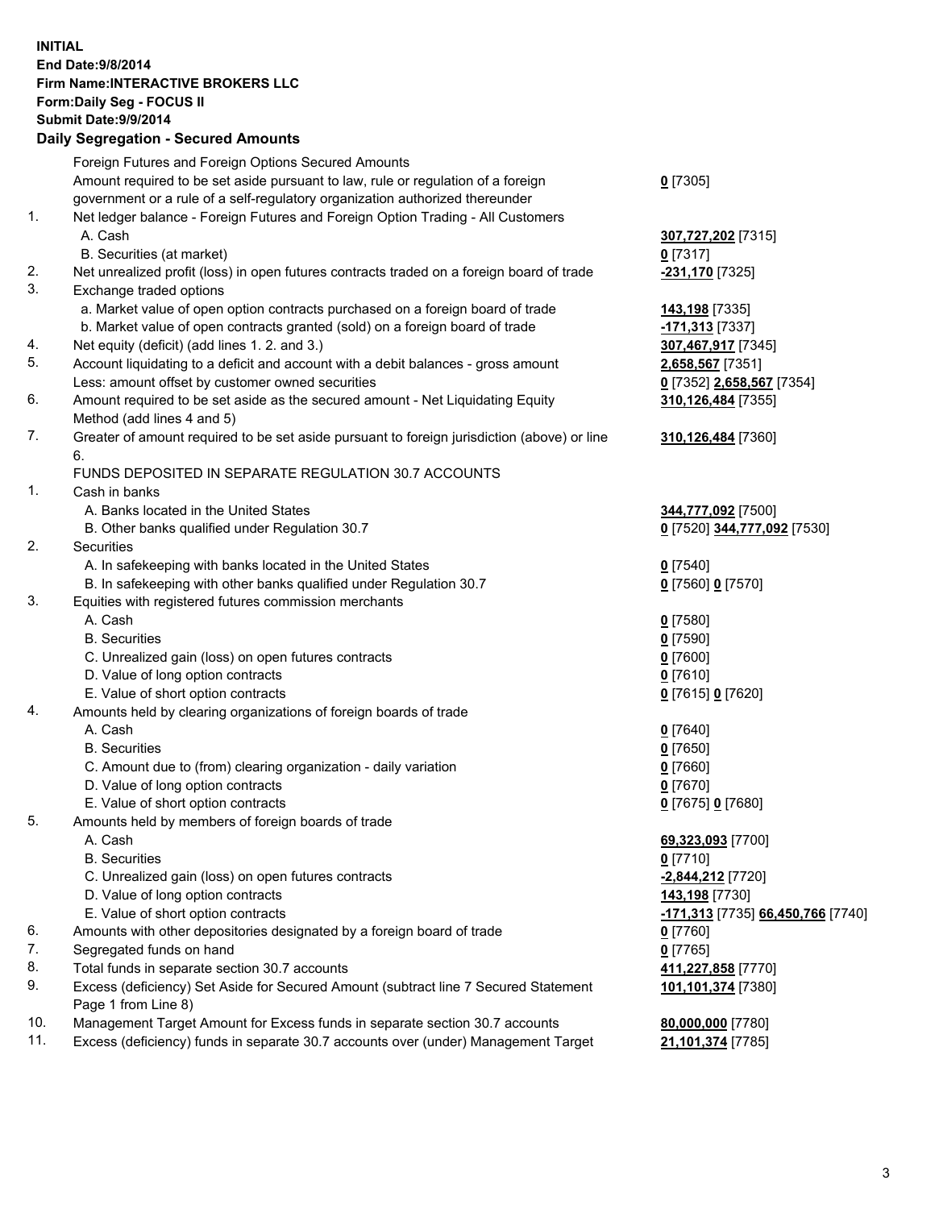**INITIAL**
**End Date:9/8/2014**
**Firm Name:INTERACTIVE BROKERS LLC**
**Form:Daily Seg - FOCUS II**
**Submit Date:9/9/2014**

## Daily Segregation - Secured Amounts

| | | |
|---|---|---|
| | Foreign Futures and Foreign Options Secured Amounts | |
| | Amount required to be set aside pursuant to law, rule or regulation of a foreign government or a rule of a self-regulatory organization authorized thereunder | **0** [7305] |
| 1. | Net ledger balance - Foreign Futures and Foreign Option Trading - All Customers | |
| | A. Cash | **307,727,202** [7315] |
| | B. Securities (at market) | **0** [7317] |
| 2. | Net unrealized profit (loss) in open futures contracts traded on a foreign board of trade | **-231,170** [7325] |
| 3. | Exchange traded options | |
| | a. Market value of open option contracts purchased on a foreign board of trade | **143,198** [7335] |
| | b. Market value of open contracts granted (sold) on a foreign board of trade | **-171,313** [7337] |
| 4. | Net equity (deficit) (add lines 1. 2. and 3.) | **307,467,917** [7345] |
| 5. | Account liquidating to a deficit and account with a debit balances - gross amount | **2,658,567** [7351] |
| | Less: amount offset by customer owned securities | **0** [7352] **2,658,567** [7354] |
| 6. | Amount required to be set aside as the secured amount - Net Liquidating Equity Method (add lines 4 and 5) | **310,126,484** [7355] |
| 7. | Greater of amount required to be set aside pursuant to foreign jurisdiction (above) or line 6. | **310,126,484** [7360] |
| | FUNDS DEPOSITED IN SEPARATE REGULATION 30.7 ACCOUNTS | |
| 1. | Cash in banks | |
| | A. Banks located in the United States | **344,777,092** [7500] |
| | B. Other banks qualified under Regulation 30.7 | **0** [7520] **344,777,092** [7530] |
| 2. | Securities | |
| | A. In safekeeping with banks located in the United States | **0** [7540] |
| | B. In safekeeping with other banks qualified under Regulation 30.7 | **0** [7560] **0** [7570] |
| 3. | Equities with registered futures commission merchants | |
| | A. Cash | **0** [7580] |
| | B. Securities | **0** [7590] |
| | C. Unrealized gain (loss) on open futures contracts | **0** [7600] |
| | D. Value of long option contracts | **0** [7610] |
| | E. Value of short option contracts | **0** [7615] **0** [7620] |
| 4. | Amounts held by clearing organizations of foreign boards of trade | |
| | A. Cash | **0** [7640] |
| | B. Securities | **0** [7650] |
| | C. Amount due to (from) clearing organization - daily variation | **0** [7660] |
| | D. Value of long option contracts | **0** [7670] |
| | E. Value of short option contracts | **0** [7675] **0** [7680] |
| 5. | Amounts held by members of foreign boards of trade | |
| | A. Cash | **69,323,093** [7700] |
| | B. Securities | **0** [7710] |
| | C. Unrealized gain (loss) on open futures contracts | **-2,844,212** [7720] |
| | D. Value of long option contracts | **143,198** [7730] |
| | E. Value of short option contracts | **-171,313** [7735] **66,450,766** [7740] |
| 6. | Amounts with other depositories designated by a foreign board of trade | **0** [7760] |
| 7. | Segregated funds on hand | **0** [7765] |
| 8. | Total funds in separate section 30.7 accounts | **411,227,858** [7770] |
| 9. | Excess (deficiency) Set Aside for Secured Amount (subtract line 7 Secured Statement Page 1 from Line 8) | **101,101,374** [7380] |
| 10. | Management Target Amount for Excess funds in separate section 30.7 accounts | **80,000,000** [7780] |
| 11. | Excess (deficiency) funds in separate 30.7 accounts over (under) Management Target | **21,101,374** [7785] |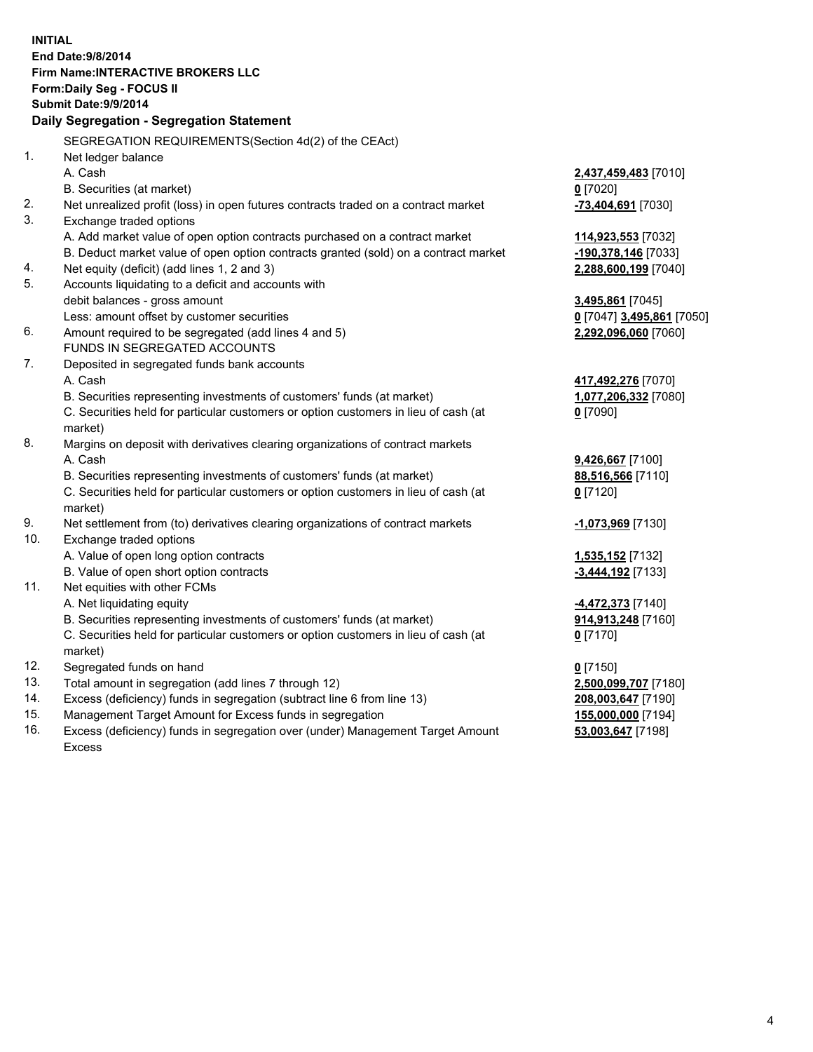**INITIAL**
**End Date:9/8/2014**
**Firm Name:INTERACTIVE BROKERS LLC**
**Form:Daily Seg - FOCUS II**
**Submit Date:9/9/2014**

## Daily Segregation - Segregation Statement

SEGREGATION REQUIREMENTS(Section 4d(2) of the CEAct)

| | | |
|---|---|---|
| 1. | Net ledger balance | |
| | A. Cash | **2,437,459,483** [7010] |
| | B. Securities (at market) | **0** [7020] |
| 2. | Net unrealized profit (loss) in open futures contracts traded on a contract market | **-73,404,691** [7030] |
| 3. | Exchange traded options | |
| | A. Add market value of open option contracts purchased on a contract market | **114,923,553** [7032] |
| | B. Deduct market value of open option contracts granted (sold) on a contract market | **-190,378,146** [7033] |
| 4. | Net equity (deficit) (add lines 1, 2 and 3) | **2,288,600,199** [7040] |
| 5. | Accounts liquidating to a deficit and accounts with debit balances - gross amount | **3,495,861** [7045] |
| | Less: amount offset by customer securities | **0** [7047] **3,495,861** [7050] |
| 6. | Amount required to be segregated (add lines 4 and 5) | **2,292,096,060** [7060] |
| | FUNDS IN SEGREGATED ACCOUNTS | |
| 7. | Deposited in segregated funds bank accounts | |
| | A. Cash | **417,492,276** [7070] |
| | B. Securities representing investments of customers' funds (at market) | **1,077,206,332** [7080] |
| | C. Securities held for particular customers or option customers in lieu of cash (at market) | **0** [7090] |
| 8. | Margins on deposit with derivatives clearing organizations of contract markets | |
| | A. Cash | **9,426,667** [7100] |
| | B. Securities representing investments of customers' funds (at market) | **88,516,566** [7110] |
| | C. Securities held for particular customers or option customers in lieu of cash (at market) | **0** [7120] |
| 9. | Net settlement from (to) derivatives clearing organizations of contract markets | **-1,073,969** [7130] |
| 10. | Exchange traded options | |
| | A. Value of open long option contracts | **1,535,152** [7132] |
| | B. Value of open short option contracts | **-3,444,192** [7133] |
| 11. | Net equities with other FCMs | |
| | A. Net liquidating equity | **-4,472,373** [7140] |
| | B. Securities representing investments of customers' funds (at market) | **914,913,248** [7160] |
| | C. Securities held for particular customers or option customers in lieu of cash (at market) | **0** [7170] |
| 12. | Segregated funds on hand | **0** [7150] |
| 13. | Total amount in segregation (add lines 7 through 12) | **2,500,099,707** [7180] |
| 14. | Excess (deficiency) funds in segregation (subtract line 6 from line 13) | **208,003,647** [7190] |
| 15. | Management Target Amount for Excess funds in segregation | **155,000,000** [7194] |
| 16. | Excess (deficiency) funds in segregation over (under) Management Target Amount Excess | **53,003,647** [7198] |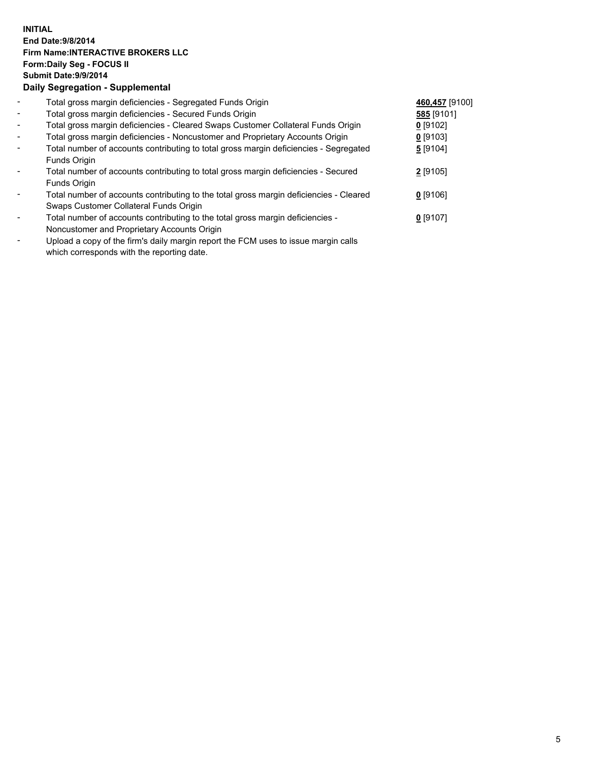**INITIAL**
**End Date:9/8/2014**
**Firm Name:INTERACTIVE BROKERS LLC**
**Form:Daily Seg - FOCUS II**
**Submit Date:9/9/2014**

**Daily Segregation - Supplemental**

- Total gross margin deficiencies - Segregated Funds Origin **460,457** [9100]
- Total gross margin deficiencies - Secured Funds Origin **585** [9101]
- Total gross margin deficiencies - Cleared Swaps Customer Collateral Funds Origin **0** [9102]
- Total gross margin deficiencies - Noncustomer and Proprietary Accounts Origin **0** [9103]
- Total number of accounts contributing to total gross margin deficiencies - Segregated Funds Origin **5** [9104]
- Total number of accounts contributing to total gross margin deficiencies - Secured Funds Origin **2** [9105]
- Total number of accounts contributing to the total gross margin deficiencies - Cleared Swaps Customer Collateral Funds Origin **0** [9106]
- Total number of accounts contributing to the total gross margin deficiencies - Noncustomer and Proprietary Accounts Origin **0** [9107]
- Upload a copy of the firm's daily margin report the FCM uses to issue margin calls which corresponds with the reporting date.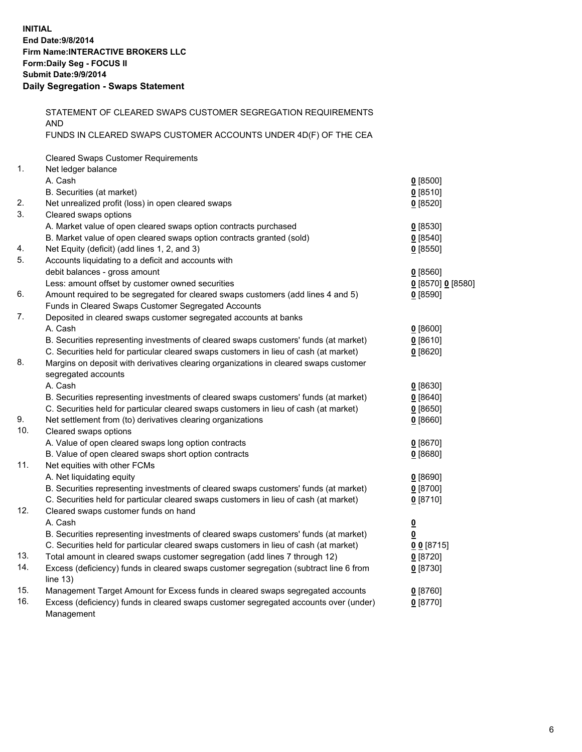**INITIAL**
**End Date:9/8/2014**
**Firm Name:INTERACTIVE BROKERS LLC**
**Form:Daily Seg - FOCUS II**
**Submit Date:9/9/2014**
**Daily Segregation - Swaps Statement**

STATEMENT OF CLEARED SWAPS CUSTOMER SEGREGATION REQUIREMENTS AND FUNDS IN CLEARED SWAPS CUSTOMER ACCOUNTS UNDER 4D(F) OF THE CEA

| | | |
|---|---|---|
| | Cleared Swaps Customer Requirements | |
| 1. | Net ledger balance | |
| | A. Cash | 0 [8500] |
| | B. Securities (at market) | 0 [8510] |
| 2. | Net unrealized profit (loss) in open cleared swaps | 0 [8520] |
| 3. | Cleared swaps options | |
| | A. Market value of open cleared swaps option contracts purchased | 0 [8530] |
| | B. Market value of open cleared swaps option contracts granted (sold) | 0 [8540] |
| 4. | Net Equity (deficit) (add lines 1, 2, and 3) | 0 [8550] |
| 5. | Accounts liquidating to a deficit and accounts with debit balances - gross amount | 0 [8560] |
| | Less: amount offset by customer owned securities | 0 [8570] 0 [8580] |
| 6. | Amount required to be segregated for cleared swaps customers (add lines 4 and 5) | 0 [8590] |
| | Funds in Cleared Swaps Customer Segregated Accounts | |
| 7. | Deposited in cleared swaps customer segregated accounts at banks | |
| | A. Cash | 0 [8600] |
| | B. Securities representing investments of cleared swaps customers' funds (at market) | 0 [8610] |
| | C. Securities held for particular cleared swaps customers in lieu of cash (at market) | 0 [8620] |
| 8. | Margins on deposit with derivatives clearing organizations in cleared swaps customer segregated accounts | |
| | A. Cash | 0 [8630] |
| | B. Securities representing investments of cleared swaps customers' funds (at market) | 0 [8640] |
| | C. Securities held for particular cleared swaps customers in lieu of cash (at market) | 0 [8650] |
| 9. | Net settlement from (to) derivatives clearing organizations | 0 [8660] |
| 10. | Cleared swaps options | |
| | A. Value of open cleared swaps long option contracts | 0 [8670] |
| | B. Value of open cleared swaps short option contracts | 0 [8680] |
| 11. | Net equities with other FCMs | |
| | A. Net liquidating equity | 0 [8690] |
| | B. Securities representing investments of cleared swaps customers' funds (at market) | 0 [8700] |
| | C. Securities held for particular cleared swaps customers in lieu of cash (at market) | 0 [8710] |
| 12. | Cleared swaps customer funds on hand | |
| | A. Cash | 0 |
| | B. Securities representing investments of cleared swaps customers' funds (at market) | 0 |
| | C. Securities held for particular cleared swaps customers in lieu of cash (at market) | 0 0 [8715] |
| 13. | Total amount in cleared swaps customer segregation (add lines 7 through 12) | 0 [8720] |
| 14. | Excess (deficiency) funds in cleared swaps customer segregation (subtract line 6 from line 13) | 0 [8730] |
| 15. | Management Target Amount for Excess funds in cleared swaps segregated accounts | 0 [8760] |
| 16. | Excess (deficiency) funds in cleared swaps customer segregated accounts over (under) Management | 0 [8770] |